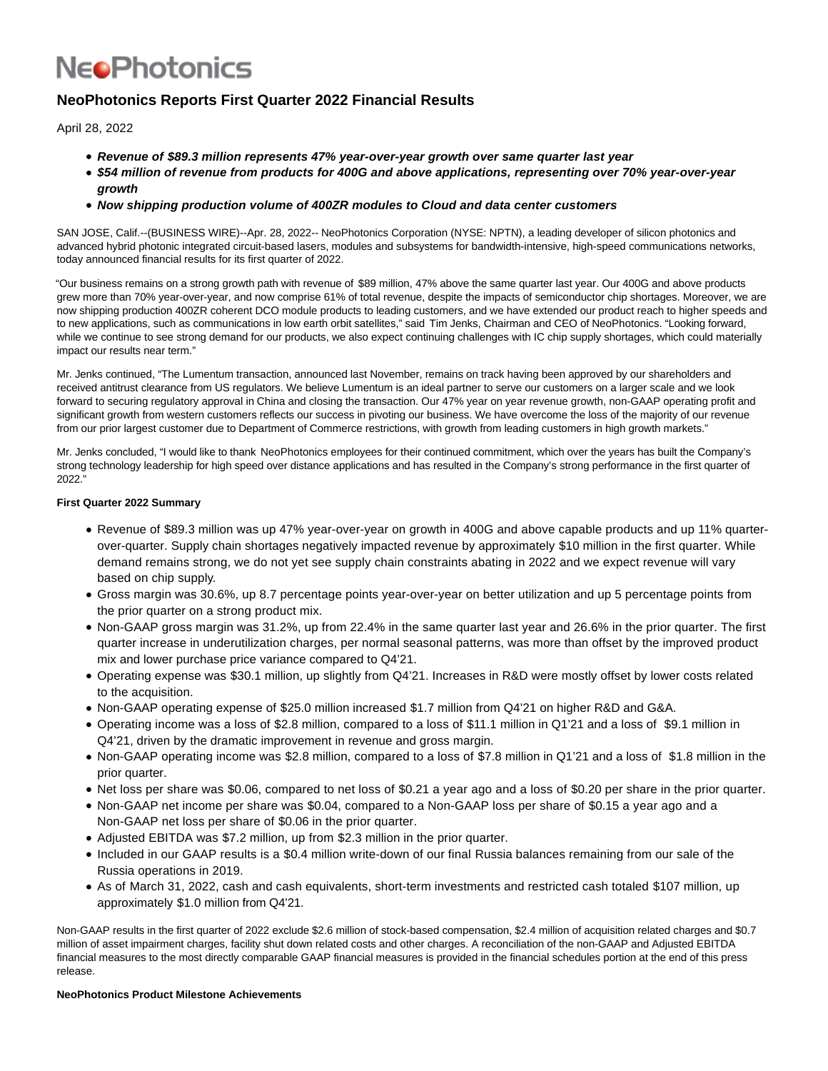# NeoPhotonics

## NeoPhotonics Reports First Quarter 2022 Financial Results

April 28, 2022

- ***Revenue of $89.3 million represents 47% year-over-year growth over same quarter last year***
- ***$54 million of revenue from products for 400G and above applications, representing over 70% year-over-year growth***
- ***Now shipping production volume of 400ZR modules to Cloud and data center customers***

SAN JOSE, Calif.--(BUSINESS WIRE)--Apr. 28, 2022-- NeoPhotonics Corporation (NYSE: NPTN), a leading developer of silicon photonics and advanced hybrid photonic integrated circuit-based lasers, modules and subsystems for bandwidth-intensive, high-speed communications networks, today announced financial results for its first quarter of 2022.

"Our business remains on a strong growth path with revenue of $89 million, 47% above the same quarter last year. Our 400G and above products grew more than 70% year-over-year, and now comprise 61% of total revenue, despite the impacts of semiconductor chip shortages. Moreover, we are now shipping production 400ZR coherent DCO module products to leading customers, and we have extended our product reach to higher speeds and to new applications, such as communications in low earth orbit satellites," said Tim Jenks, Chairman and CEO of NeoPhotonics. "Looking forward, while we continue to see strong demand for our products, we also expect continuing challenges with IC chip supply shortages, which could materially impact our results near term."

Mr. Jenks continued, "The Lumentum transaction, announced last November, remains on track having been approved by our shareholders and received antitrust clearance from US regulators. We believe Lumentum is an ideal partner to serve our customers on a larger scale and we look forward to securing regulatory approval in China and closing the transaction. Our 47% year on year revenue growth, non-GAAP operating profit and significant growth from western customers reflects our success in pivoting our business. We have overcome the loss of the majority of our revenue from our prior largest customer due to Department of Commerce restrictions, with growth from leading customers in high growth markets."

Mr. Jenks concluded, "I would like to thank NeoPhotonics employees for their continued commitment, which over the years has built the Company's strong technology leadership for high speed over distance applications and has resulted in the Company's strong performance in the first quarter of 2022."

**First Quarter 2022 Summary**

- Revenue of $89.3 million was up 47% year-over-year on growth in 400G and above capable products and up 11% quarter-over-quarter. Supply chain shortages negatively impacted revenue by approximately $10 million in the first quarter. While demand remains strong, we do not yet see supply chain constraints abating in 2022 and we expect revenue will vary based on chip supply.
- Gross margin was 30.6%, up 8.7 percentage points year-over-year on better utilization and up 5 percentage points from the prior quarter on a strong product mix.
- Non-GAAP gross margin was 31.2%, up from 22.4% in the same quarter last year and 26.6% in the prior quarter. The first quarter increase in underutilization charges, per normal seasonal patterns, was more than offset by the improved product mix and lower purchase price variance compared to Q4'21.
- Operating expense was $30.1 million, up slightly from Q4'21. Increases in R&D were mostly offset by lower costs related to the acquisition.
- Non-GAAP operating expense of $25.0 million increased $1.7 million from Q4'21 on higher R&D and G&A.
- Operating income was a loss of $2.8 million, compared to a loss of $11.1 million in Q1'21 and a loss of $9.1 million in Q4'21, driven by the dramatic improvement in revenue and gross margin.
- Non-GAAP operating income was $2.8 million, compared to a loss of $7.8 million in Q1'21 and a loss of $1.8 million in the prior quarter.
- Net loss per share was $0.06, compared to net loss of $0.21 a year ago and a loss of $0.20 per share in the prior quarter.
- Non-GAAP net income per share was $0.04, compared to a Non-GAAP loss per share of $0.15 a year ago and a Non-GAAP net loss per share of $0.06 in the prior quarter.
- Adjusted EBITDA was $7.2 million, up from $2.3 million in the prior quarter.
- Included in our GAAP results is a $0.4 million write-down of our final Russia balances remaining from our sale of the Russia operations in 2019.
- As of March 31, 2022, cash and cash equivalents, short-term investments and restricted cash totaled $107 million, up approximately $1.0 million from Q4'21.

Non-GAAP results in the first quarter of 2022 exclude $2.6 million of stock-based compensation, $2.4 million of acquisition related charges and $0.7 million of asset impairment charges, facility shut down related costs and other charges. A reconciliation of the non-GAAP and Adjusted EBITDA financial measures to the most directly comparable GAAP financial measures is provided in the financial schedules portion at the end of this press release.

**NeoPhotonics Product Milestone Achievements**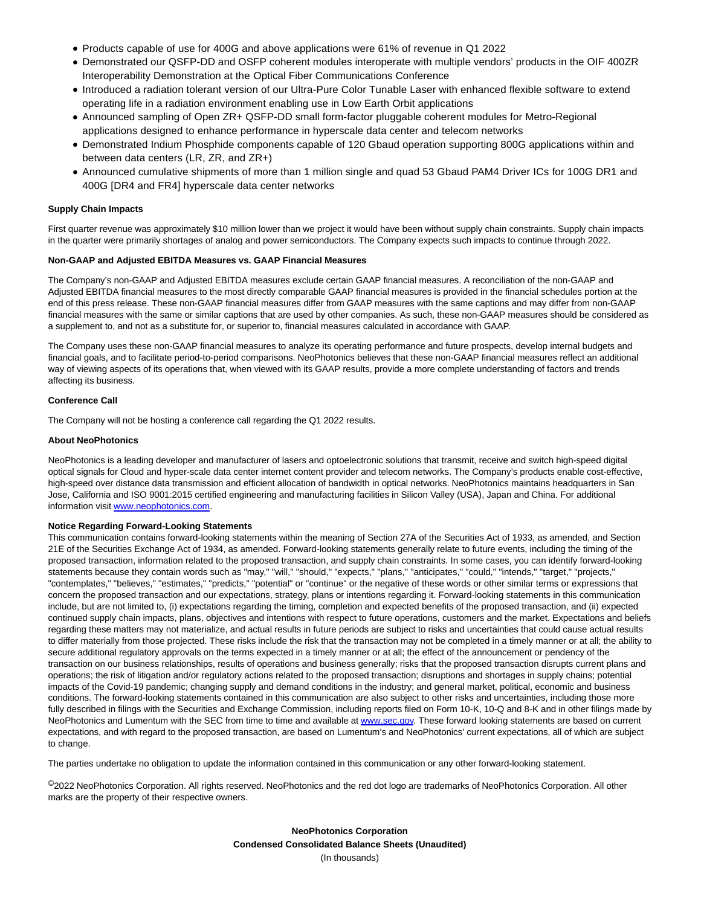- Products capable of use for 400G and above applications were 61% of revenue in Q1 2022
- Demonstrated our QSFP-DD and OSFP coherent modules interoperate with multiple vendors' products in the OIF 400ZR Interoperability Demonstration at the Optical Fiber Communications Conference
- Introduced a radiation tolerant version of our Ultra-Pure Color Tunable Laser with enhanced flexible software to extend operating life in a radiation environment enabling use in Low Earth Orbit applications
- Announced sampling of Open ZR+ QSFP-DD small form-factor pluggable coherent modules for Metro-Regional applications designed to enhance performance in hyperscale data center and telecom networks
- Demonstrated Indium Phosphide components capable of 120 Gbaud operation supporting 800G applications within and between data centers (LR, ZR, and ZR+)
- Announced cumulative shipments of more than 1 million single and quad 53 Gbaud PAM4 Driver ICs for 100G DR1 and 400G [DR4 and FR4] hyperscale data center networks

**Supply Chain Impacts**

First quarter revenue was approximately $10 million lower than we project it would have been without supply chain constraints. Supply chain impacts in the quarter were primarily shortages of analog and power semiconductors. The Company expects such impacts to continue through 2022.

**Non-GAAP and Adjusted EBITDA Measures vs. GAAP Financial Measures**

The Company's non-GAAP and Adjusted EBITDA measures exclude certain GAAP financial measures. A reconciliation of the non-GAAP and Adjusted EBITDA financial measures to the most directly comparable GAAP financial measures is provided in the financial schedules portion at the end of this press release. These non-GAAP financial measures differ from GAAP measures with the same captions and may differ from non-GAAP financial measures with the same or similar captions that are used by other companies. As such, these non-GAAP measures should be considered as a supplement to, and not as a substitute for, or superior to, financial measures calculated in accordance with GAAP.

The Company uses these non-GAAP financial measures to analyze its operating performance and future prospects, develop internal budgets and financial goals, and to facilitate period-to-period comparisons. NeoPhotonics believes that these non-GAAP financial measures reflect an additional way of viewing aspects of its operations that, when viewed with its GAAP results, provide a more complete understanding of factors and trends affecting its business.

**Conference Call**

The Company will not be hosting a conference call regarding the Q1 2022 results.

**About NeoPhotonics**

NeoPhotonics is a leading developer and manufacturer of lasers and optoelectronic solutions that transmit, receive and switch high-speed digital optical signals for Cloud and hyper-scale data center internet content provider and telecom networks. The Company's products enable cost-effective, high-speed over distance data transmission and efficient allocation of bandwidth in optical networks. NeoPhotonics maintains headquarters in San Jose, California and ISO 9001:2015 certified engineering and manufacturing facilities in Silicon Valley (USA), Japan and China. For additional information visit www.neophotonics.com.

**Notice Regarding Forward-Looking Statements**

This communication contains forward-looking statements within the meaning of Section 27A of the Securities Act of 1933, as amended, and Section 21E of the Securities Exchange Act of 1934, as amended. Forward-looking statements generally relate to future events, including the timing of the proposed transaction, information related to the proposed transaction, and supply chain constraints. In some cases, you can identify forward-looking statements because they contain words such as "may," "will," "should," "expects," "plans," "anticipates," "could," "intends," "target," "projects," "contemplates," "believes," "estimates," "predicts," "potential" or "continue" or the negative of these words or other similar terms or expressions that concern the proposed transaction and our expectations, strategy, plans or intentions regarding it. Forward-looking statements in this communication include, but are not limited to, (i) expectations regarding the timing, completion and expected benefits of the proposed transaction, and (ii) expected continued supply chain impacts, plans, objectives and intentions with respect to future operations, customers and the market. Expectations and beliefs regarding these matters may not materialize, and actual results in future periods are subject to risks and uncertainties that could cause actual results to differ materially from those projected. These risks include the risk that the transaction may not be completed in a timely manner or at all; the ability to secure additional regulatory approvals on the terms expected in a timely manner or at all; the effect of the announcement or pendency of the transaction on our business relationships, results of operations and business generally; risks that the proposed transaction disrupts current plans and operations; the risk of litigation and/or regulatory actions related to the proposed transaction; disruptions and shortages in supply chains; potential impacts of the Covid-19 pandemic; changing supply and demand conditions in the industry; and general market, political, economic and business conditions. The forward-looking statements contained in this communication are also subject to other risks and uncertainties, including those more fully described in filings with the Securities and Exchange Commission, including reports filed on Form 10-K, 10-Q and 8-K and in other filings made by NeoPhotonics and Lumentum with the SEC from time to time and available at www.sec.gov. These forward looking statements are based on current expectations, and with regard to the proposed transaction, are based on Lumentum's and NeoPhotonics' current expectations, all of which are subject to change.

The parties undertake no obligation to update the information contained in this communication or any other forward-looking statement.

©2022 NeoPhotonics Corporation. All rights reserved. NeoPhotonics and the red dot logo are trademarks of NeoPhotonics Corporation. All other marks are the property of their respective owners.

**NeoPhotonics Corporation**
**Condensed Consolidated Balance Sheets (Unaudited)**
(In thousands)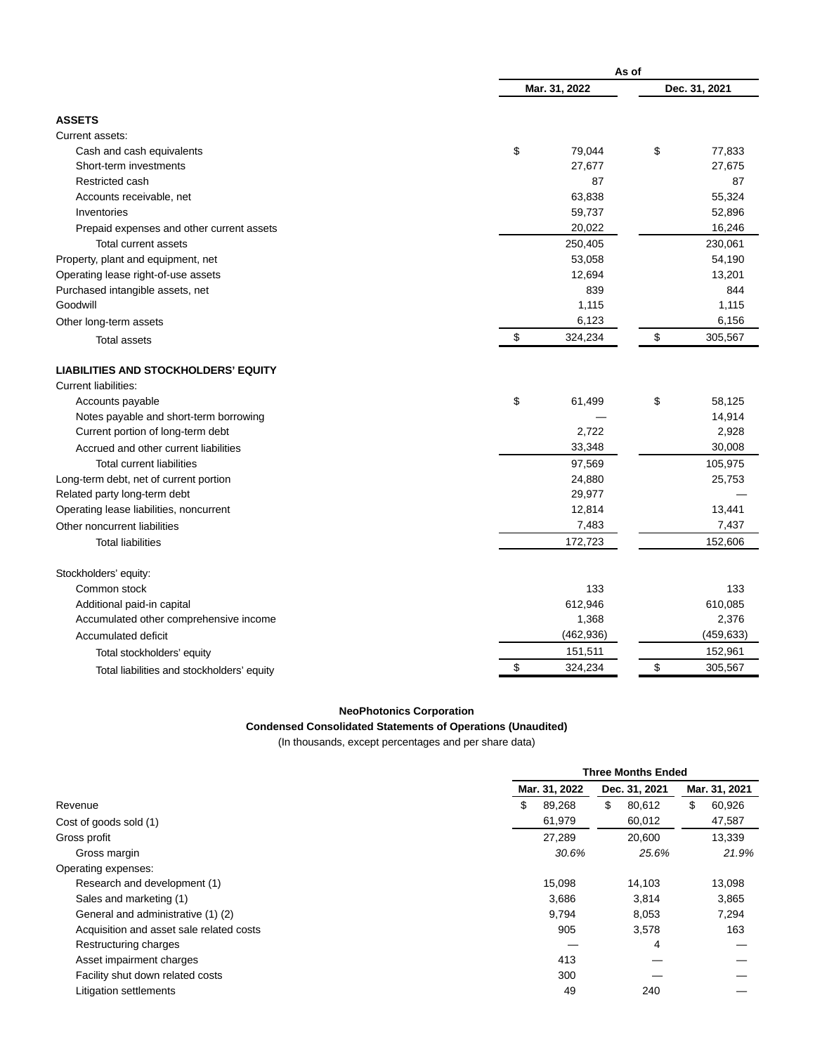| | As of | |
|---|---|---|
| | Mar. 31, 2022 | Dec. 31, 2021 |
| **ASSETS** | | |
| Current assets: | | |
| Cash and cash equivalents | $ 79,044 | $ 77,833 |
| Short-term investments | 27,677 | 27,675 |
| Restricted cash | 87 | 87 |
| Accounts receivable, net | 63,838 | 55,324 |
| Inventories | 59,737 | 52,896 |
| Prepaid expenses and other current assets | 20,022 | 16,246 |
| Total current assets | 250,405 | 230,061 |
| Property, plant and equipment, net | 53,058 | 54,190 |
| Operating lease right-of-use assets | 12,694 | 13,201 |
| Purchased intangible assets, net | 839 | 844 |
| Goodwill | 1,115 | 1,115 |
| Other long-term assets | 6,123 | 6,156 |
| Total assets | $ 324,234 | $ 305,567 |
| **LIABILITIES AND STOCKHOLDERS' EQUITY** | | |
| Current liabilities: | | |
| Accounts payable | $ 61,499 | $ 58,125 |
| Notes payable and short-term borrowing | — | 14,914 |
| Current portion of long-term debt | 2,722 | 2,928 |
| Accrued and other current liabilities | 33,348 | 30,008 |
| Total current liabilities | 97,569 | 105,975 |
| Long-term debt, net of current portion | 24,880 | 25,753 |
| Related party long-term debt | 29,977 | — |
| Operating lease liabilities, noncurrent | 12,814 | 13,441 |
| Other noncurrent liabilities | 7,483 | 7,437 |
| Total liabilities | 172,723 | 152,606 |
| Stockholders' equity: | | |
| Common stock | 133 | 133 |
| Additional paid-in capital | 612,946 | 610,085 |
| Accumulated other comprehensive income | 1,368 | 2,376 |
| Accumulated deficit | (462,936) | (459,633) |
| Total stockholders' equity | 151,511 | 152,961 |
| Total liabilities and stockholders' equity | $ 324,234 | $ 305,567 |

**NeoPhotonics Corporation**

**Condensed Consolidated Statements of Operations (Unaudited)**

(In thousands, except percentages and per share data)

| | Three Months Ended | | |
|---|---|---|---|
| | Mar. 31, 2022 | Dec. 31, 2021 | Mar. 31, 2021 |
| Revenue | $ 89,268 | $ 80,612 | $ 60,926 |
| Cost of goods sold (1) | 61,979 | 60,012 | 47,587 |
| Gross profit | 27,289 | 20,600 | 13,339 |
| Gross margin | *30.6%* | *25.6%* | *21.9%* |
| Operating expenses: | | | |
| Research and development (1) | 15,098 | 14,103 | 13,098 |
| Sales and marketing (1) | 3,686 | 3,814 | 3,865 |
| General and administrative (1) (2) | 9,794 | 8,053 | 7,294 |
| Acquisition and asset sale related costs | 905 | 3,578 | 163 |
| Restructuring charges | — | 4 | — |
| Asset impairment charges | 413 | — | — |
| Facility shut down related costs | 300 | — | — |
| Litigation settlements | 49 | 240 | — |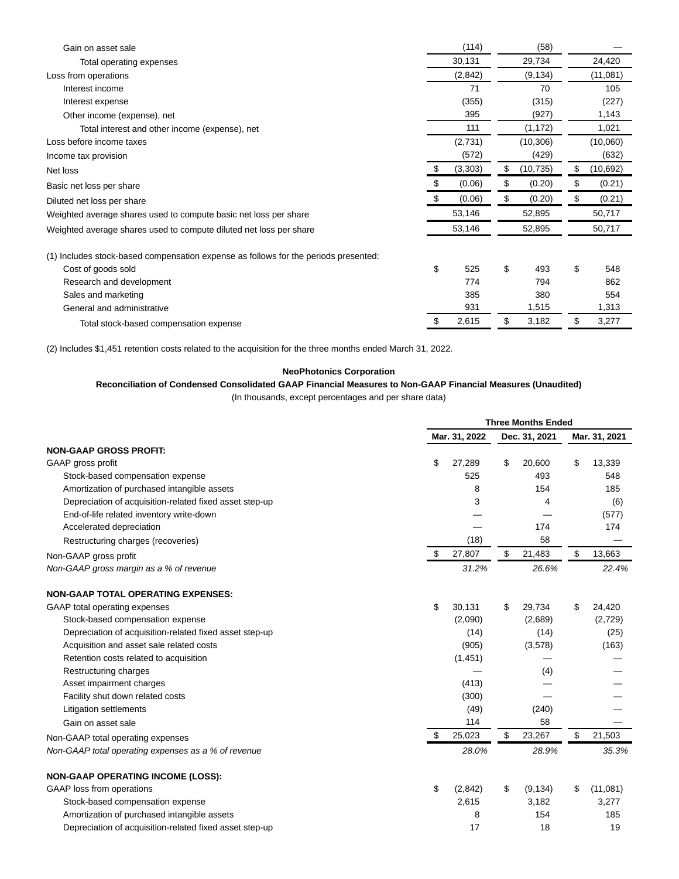| | | | |
|---|---|---|---|
| Gain on asset sale | (114) | (58) | — |
| Total operating expenses | 30,131 | 29,734 | 24,420 |
| Loss from operations | (2,842) | (9,134) | (11,081) |
| Interest income | 71 | 70 | 105 |
| Interest expense | (355) | (315) | (227) |
| Other income (expense), net | 395 | (927) | 1,143 |
| Total interest and other income (expense), net | 111 | (1,172) | 1,021 |
| Loss before income taxes | (2,731) | (10,306) | (10,060) |
| Income tax provision | (572) | (429) | (632) |
| Net loss | $ (3,303) | $ (10,735) | $ (10,692) |
| Basic net loss per share | $ (0.06) | $ (0.20) | $ (0.21) |
| Diluted net loss per share | $ (0.06) | $ (0.20) | $ (0.21) |
| Weighted average shares used to compute basic net loss per share | 53,146 | 52,895 | 50,717 |
| Weighted average shares used to compute diluted net loss per share | 53,146 | 52,895 | 50,717 |
| | | | |
| (1) Includes stock-based compensation expense as follows for the periods presented: | | | |
| Cost of goods sold | $ 525 | $ 493 | $ 548 |
| Research and development | 774 | 794 | 862 |
| Sales and marketing | 385 | 380 | 554 |
| General and administrative | 931 | 1,515 | 1,313 |
| Total stock-based compensation expense | $ 2,615 | $ 3,182 | $ 3,277 |

(2) Includes $1,451 retention costs related to the acquisition for the three months ended March 31, 2022.

**NeoPhotonics Corporation**

**Reconciliation of Condensed Consolidated GAAP Financial Measures to Non-GAAP Financial Measures (Unaudited)**

(In thousands, except percentages and per share data)

| | Three Months Ended | | |
|---|---|---|---|
| | Mar. 31, 2022 | Dec. 31, 2021 | Mar. 31, 2021 |
| **NON-GAAP GROSS PROFIT:** | | | |
| GAAP gross profit | $ 27,289 | $ 20,600 | $ 13,339 |
| Stock-based compensation expense | 525 | 493 | 548 |
| Amortization of purchased intangible assets | 8 | 154 | 185 |
| Depreciation of acquisition-related fixed asset step-up | 3 | 4 | (6) |
| End-of-life related inventory write-down | — | — | (577) |
| Accelerated depreciation | — | 174 | 174 |
| Restructuring charges (recoveries) | (18) | 58 | — |
| Non-GAAP gross profit | $ 27,807 | $ 21,483 | $ 13,663 |
| *Non-GAAP gross margin as a % of revenue* | *31.2%* | *26.6%* | *22.4%* |
| | | | |
| **NON-GAAP TOTAL OPERATING EXPENSES:** | | | |
| GAAP total operating expenses | $ 30,131 | $ 29,734 | $ 24,420 |
| Stock-based compensation expense | (2,090) | (2,689) | (2,729) |
| Depreciation of acquisition-related fixed asset step-up | (14) | (14) | (25) |
| Acquisition and asset sale related costs | (905) | (3,578) | (163) |
| Retention costs related to acquisition | (1,451) | — | — |
| Restructuring charges | — | (4) | — |
| Asset impairment charges | (413) | — | — |
| Facility shut down related costs | (300) | — | — |
| Litigation settlements | (49) | (240) | — |
| Gain on asset sale | 114 | 58 | — |
| Non-GAAP total operating expenses | $ 25,023 | $ 23,267 | $ 21,503 |
| *Non-GAAP total operating expenses as a % of revenue* | *28.0%* | *28.9%* | *35.3%* |
| | | | |
| **NON-GAAP OPERATING INCOME (LOSS):** | | | |
| GAAP loss from operations | $ (2,842) | $ (9,134) | $ (11,081) |
| Stock-based compensation expense | 2,615 | 3,182 | 3,277 |
| Amortization of purchased intangible assets | 8 | 154 | 185 |
| Depreciation of acquisition-related fixed asset step-up | 17 | 18 | 19 |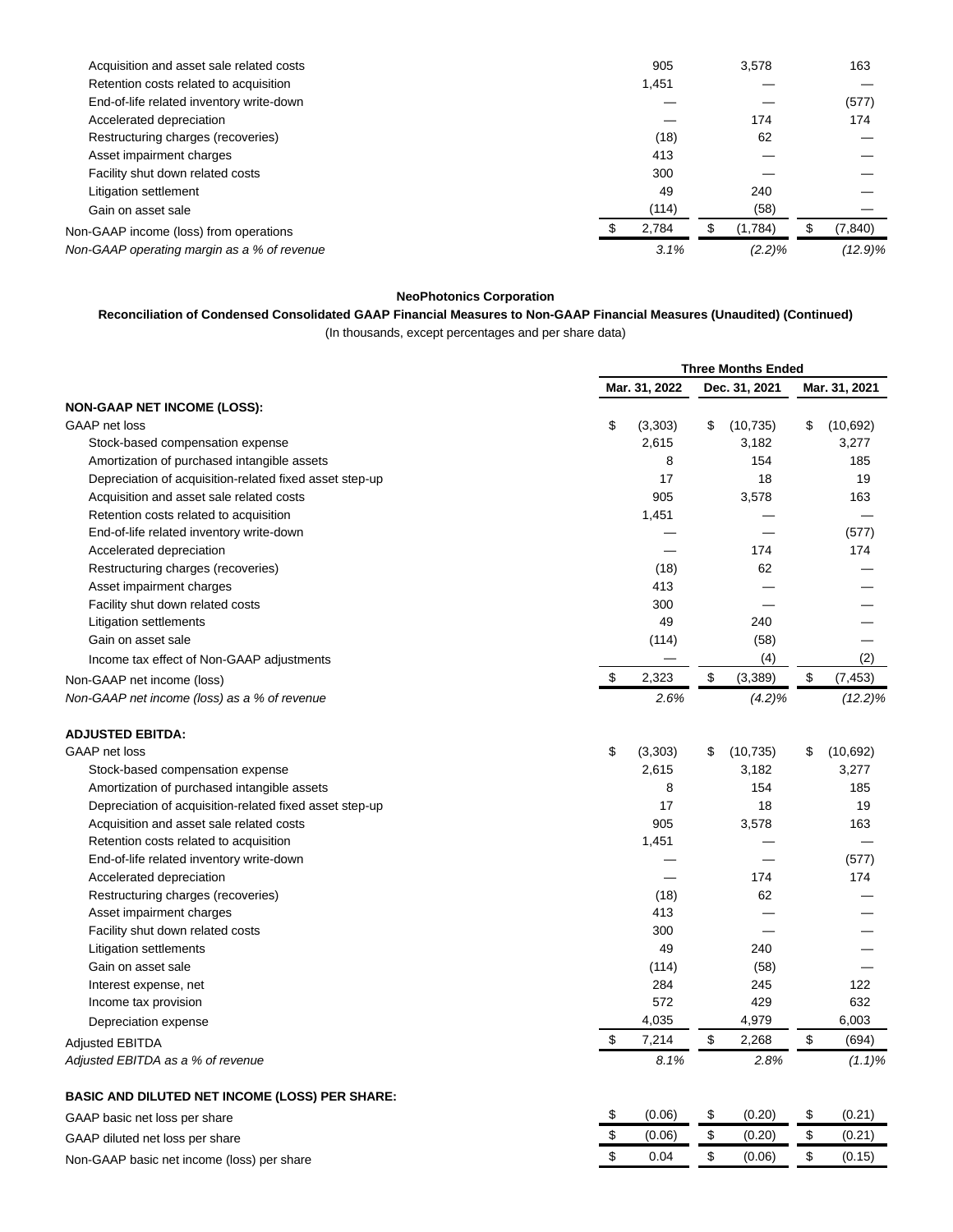| | | | |
|---|---|---|---|
| Acquisition and asset sale related costs | 905 | 3,578 | 163 |
| Retention costs related to acquisition | 1,451 | — | — |
| End-of-life related inventory write-down | — | — | (577) |
| Accelerated depreciation | — | 174 | 174 |
| Restructuring charges (recoveries) | (18) | 62 | — |
| Asset impairment charges | 413 | — | — |
| Facility shut down related costs | 300 | — | — |
| Litigation settlement | 49 | 240 | — |
| Gain on asset sale | (114) | (58) | — |
| Non-GAAP income (loss) from operations | $ 2,784 | $ (1,784) | $ (7,840) |
| *Non-GAAP operating margin as a % of revenue* | *3.1%* | *(2.2)%* | *(12.9)%* |

**NeoPhotonics Corporation**

**Reconciliation of Condensed Consolidated GAAP Financial Measures to Non-GAAP Financial Measures (Unaudited) (Continued)**

(In thousands, except percentages and per share data)

| | Three Months Ended | | |
|---|---|---|---|
| | **Mar. 31, 2022** | **Dec. 31, 2021** | **Mar. 31, 2021** |
| **NON-GAAP NET INCOME (LOSS):** | | | |
| GAAP net loss | $ (3,303) | $ (10,735) | $ (10,692) |
| Stock-based compensation expense | 2,615 | 3,182 | 3,277 |
| Amortization of purchased intangible assets | 8 | 154 | 185 |
| Depreciation of acquisition-related fixed asset step-up | 17 | 18 | 19 |
| Acquisition and asset sale related costs | 905 | 3,578 | 163 |
| Retention costs related to acquisition | 1,451 | — | — |
| End-of-life related inventory write-down | — | — | (577) |
| Accelerated depreciation | — | 174 | 174 |
| Restructuring charges (recoveries) | (18) | 62 | — |
| Asset impairment charges | 413 | — | — |
| Facility shut down related costs | 300 | — | — |
| Litigation settlements | 49 | 240 | — |
| Gain on asset sale | (114) | (58) | — |
| Income tax effect of Non-GAAP adjustments | — | (4) | (2) |
| Non-GAAP net income (loss) | $ 2,323 | $ (3,389) | $ (7,453) |
| *Non-GAAP net income (loss) as a % of revenue* | *2.6%* | *(4.2)%* | *(12.2)%* |
| **ADJUSTED EBITDA:** | | | |
| GAAP net loss | $ (3,303) | $ (10,735) | $ (10,692) |
| Stock-based compensation expense | 2,615 | 3,182 | 3,277 |
| Amortization of purchased intangible assets | 8 | 154 | 185 |
| Depreciation of acquisition-related fixed asset step-up | 17 | 18 | 19 |
| Acquisition and asset sale related costs | 905 | 3,578 | 163 |
| Retention costs related to acquisition | 1,451 | — | — |
| End-of-life related inventory write-down | — | — | (577) |
| Accelerated depreciation | — | 174 | 174 |
| Restructuring charges (recoveries) | (18) | 62 | — |
| Asset impairment charges | 413 | — | — |
| Facility shut down related costs | 300 | — | — |
| Litigation settlements | 49 | 240 | — |
| Gain on asset sale | (114) | (58) | — |
| Interest expense, net | 284 | 245 | 122 |
| Income tax provision | 572 | 429 | 632 |
| Depreciation expense | 4,035 | 4,979 | 6,003 |
| Adjusted EBITDA | $ 7,214 | $ 2,268 | $ (694) |
| *Adjusted EBITDA as a % of revenue* | *8.1%* | *2.8%* | *(1.1)%* |
| **BASIC AND DILUTED NET INCOME (LOSS) PER SHARE:** | | | |
| GAAP basic net loss per share | $ (0.06) | $ (0.20) | $ (0.21) |
| GAAP diluted net loss per share | $ (0.06) | $ (0.20) | $ (0.21) |
| Non-GAAP basic net income (loss) per share | $ 0.04 | $ (0.06) | $ (0.15) |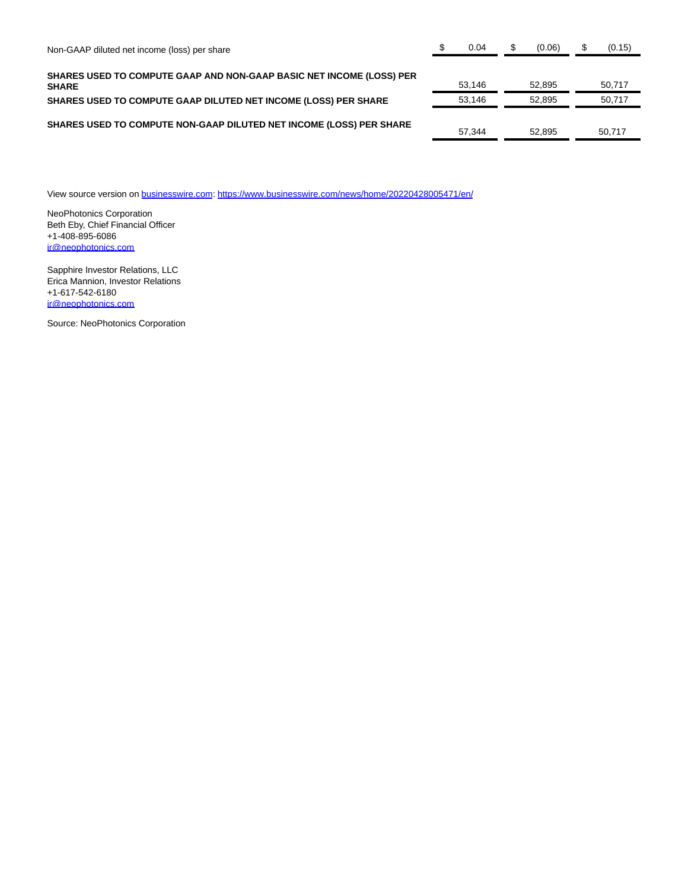| | | | |
|---|---|---|---|
| Non-GAAP diluted net income (loss) per share | $ 0.04 | $ (0.06) | $ (0.15) |
| **SHARES USED TO COMPUTE GAAP AND NON-GAAP BASIC NET INCOME (LOSS) PER SHARE** | 53,146 | 52,895 | 50,717 |
| **SHARES USED TO COMPUTE GAAP DILUTED NET INCOME (LOSS) PER SHARE** | 53,146 | 52,895 | 50,717 |
| **SHARES USED TO COMPUTE NON-GAAP DILUTED NET INCOME (LOSS) PER SHARE** | 57,344 | 52,895 | 50,717 |

View source version on businesswire.com: https://www.businesswire.com/news/home/20220428005471/en/

NeoPhotonics Corporation
Beth Eby, Chief Financial Officer
+1-408-895-6086
ir@neophotonics.com

Sapphire Investor Relations, LLC
Erica Mannion, Investor Relations
+1-617-542-6180
ir@neophotonics.com

Source: NeoPhotonics Corporation